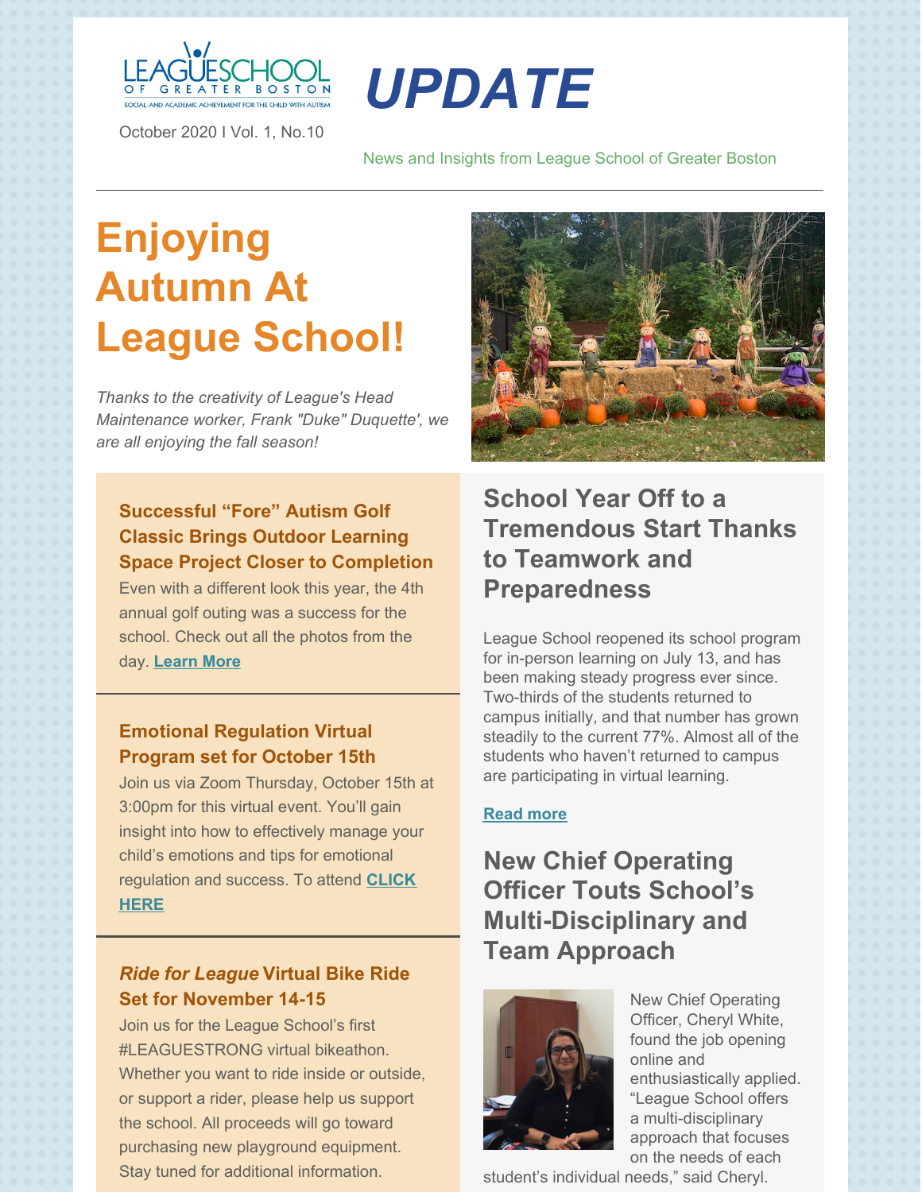LEAGUE SCHOOL OF GREATER BOSTON

SOCIAL AND ACADEMIC ACHIEVEMENT FOR THE CHILD WITH AUTISM

# *UPDATE*

October 2020 I Vol. 1, No.10

News and Insights from League School of Greater Boston

# Enjoying Autumn At League School!

*Thanks to the creativity of League's Head Maintenance worker, Frank "Duke" Duquette', we are all enjoying the fall season!*

### Successful "Fore" Autism Golf Classic Brings Outdoor Learning Space Project Closer to Completion

Even with a different look this year, the 4th annual golf outing was a success for the school. Check out all the photos from the day. **Learn More**

### Emotional Regulation Virtual Program set for October 15th

Join us via Zoom Thursday, October 15th at 3:00pm for this virtual event. You'll gain insight into how to effectively manage your child's emotions and tips for emotional regulation and success. To attend **CLICK HERE**

### *Ride for League* Virtual Bike Ride Set for November 14-15

Join us for the League School's first #LEAGUESTRONG virtual bikeathon. Whether you want to ride inside or outside, or support a rider, please help us support the school. All proceeds will go toward purchasing new playground equipment. Stay tuned for additional information.

## School Year Off to a Tremendous Start Thanks to Teamwork and Preparedness

League School reopened its school program for in-person learning on July 13, and has been making steady progress ever since. Two-thirds of the students returned to campus initially, and that number has grown steadily to the current 77%. Almost all of the students who haven't returned to campus are participating in virtual learning.

**Read more**

## New Chief Operating Officer Touts School's Multi-Disciplinary and Team Approach

New Chief Operating Officer, Cheryl White, found the job opening online and enthusiastically applied. "League School offers a multi-disciplinary approach that focuses on the needs of each student's individual needs," said Cheryl.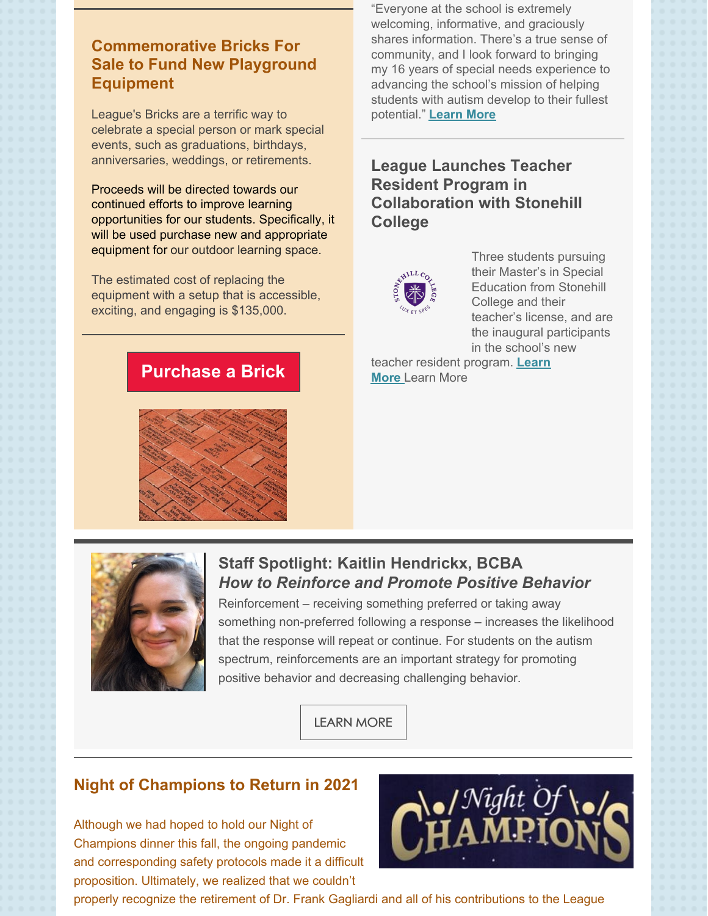## Commemorative Bricks For Sale to Fund New Playground Equipment

League's Bricks are a terrific way to celebrate a special person or mark special events, such as graduations, birthdays, anniversaries, weddings, or retirements.

Proceeds will be directed towards our continued efforts to improve learning opportunities for our students. Specifically, it will be used purchase new and appropriate equipment for our outdoor learning space.

The estimated cost of replacing the equipment with a setup that is accessible, exciting, and engaging is $135,000.

**Purchase a Brick**

"Everyone at the school is extremely welcoming, informative, and graciously shares information. There's a true sense of community, and I look forward to bringing my 16 years of special needs experience to advancing the school's mission of helping students with autism develop to their fullest potential." **Learn More**

## League Launches Teacher Resident Program in Collaboration with Stonehill College

Three students pursuing their Master's in Special Education from Stonehill College and their teacher's license, and are the inaugural participants in the school's new teacher resident program. **Learn More** Learn More

## Staff Spotlight: Kaitlin Hendrickx, BCBA

### *How to Reinforce and Promote Positive Behavior*

Reinforcement – receiving something preferred or taking away something non-preferred following a response – increases the likelihood that the response will repeat or continue. For students on the autism spectrum, reinforcements are an important strategy for promoting positive behavior and decreasing challenging behavior.

LEARN MORE

## Night of Champions to Return in 2021

Although we had hoped to hold our Night of Champions dinner this fall, the ongoing pandemic and corresponding safety protocols made it a difficult proposition. Ultimately, we realized that we couldn't properly recognize the retirement of Dr. Frank Gagliardi and all of his contributions to the League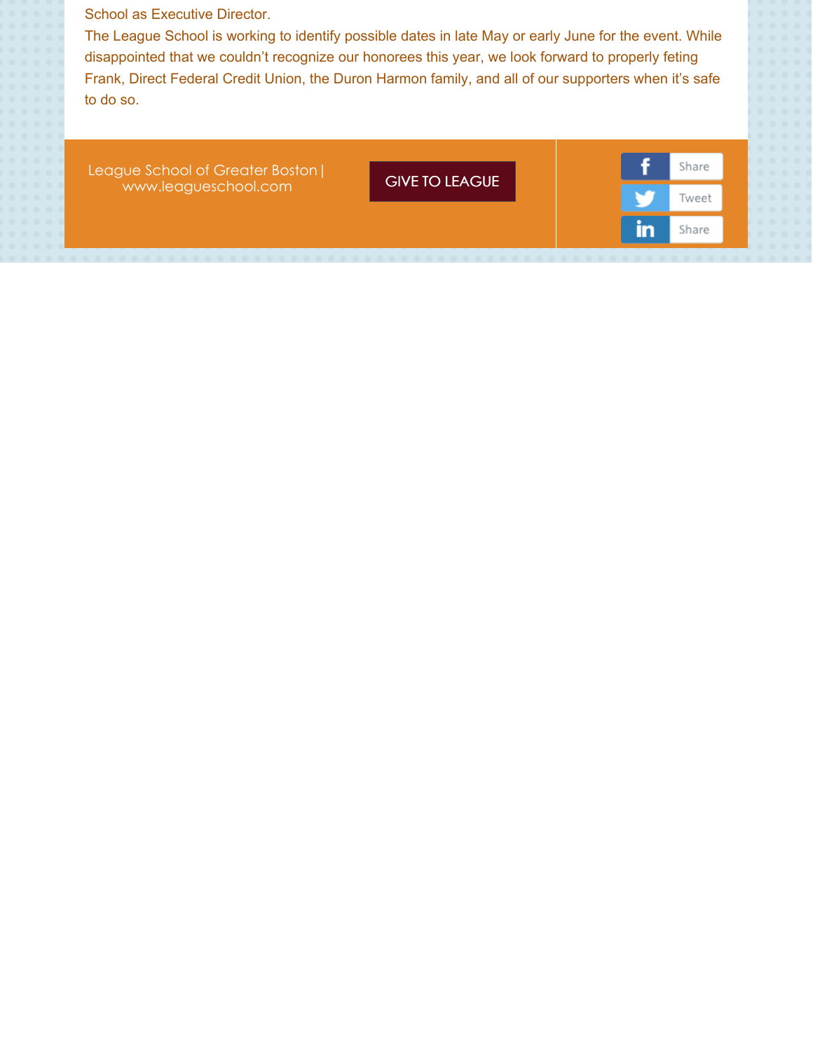School as Executive Director.

The League School is working to identify possible dates in late May or early June for the event. While disappointed that we couldn't recognize our honorees this year, we look forward to properly feting Frank, Direct Federal Credit Union, the Duron Harmon family, and all of our supporters when it's safe to do so.

League School of Greater Boston | www.leagueschool.com

GIVE TO LEAGUE

Share

Tweet

Share